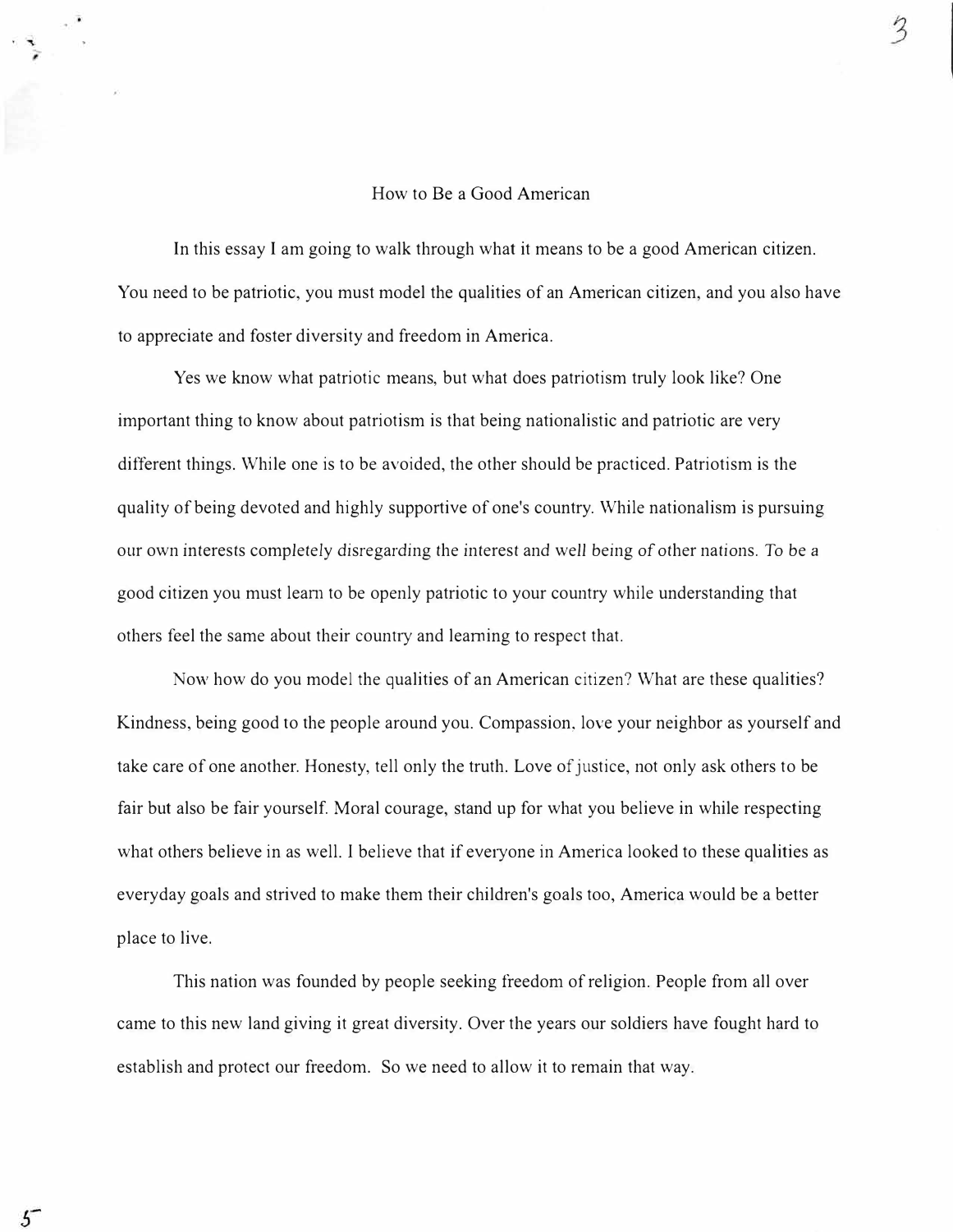# How to Be a Good American

In this essay I am going to walk through what it means to be a good American citizen. You need to be patriotic, you must model the qualities of an American citizen, and you also have to appreciate and foster diversity and freedom in America.

Yes we know what patriotic means, but what does patriotism truly look like? One important thing to know about patriotism is that being nationalistic and patriotic are very different things. While one is to be avoided, the other should be practiced. Patriotism is the quality of being devoted and highly supportive of one's country. While nationalism is pursuing our own interests completely disregarding the interest and well being of other nations. To be a good citizen you must learn to be openly patriotic to your country while understanding that others feel the same about their country and learning to respect that.

Now how do you model the qualities of an American citizen? What are these qualities? Kindness, being good to the people around you. Compassion, love your neighbor as yourself and take care of one another. Honesty, tell only the truth. Love of justice, not only ask others to be fair but also be fair yourself. Moral courage, stand up for what you believe in while respecting what others believe in as well. I believe that if everyone in America looked to these qualities as everyday goals and strived to make them their children's goals too, America would be a better place to live.

This nation was founded by people seeking freedom of religion. People from all over came to this new land giving it great diversity. Over the years our soldiers have fought hard to establish and protect our freedom. So we need to allow it to remain that way.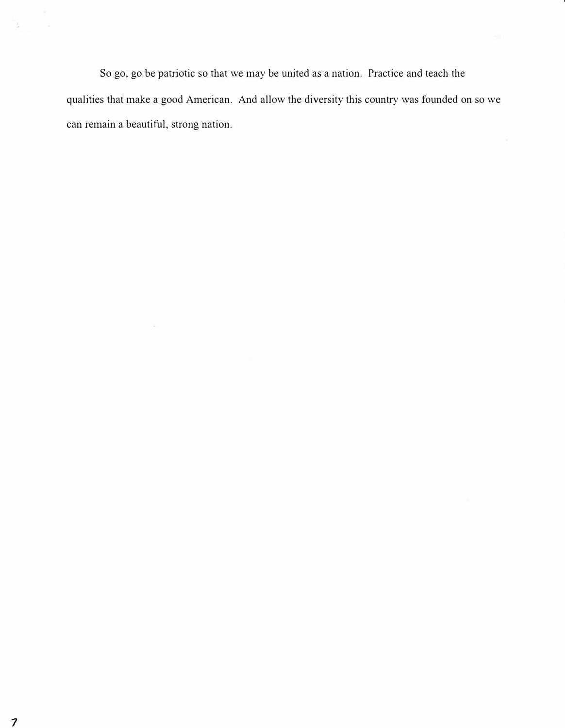So go, go be patriotic so that we may be united as a nation. Practice and teach the qualities that make a good American. And allow the diversity this country was founded on so we can remain a beautiful, strong nation.